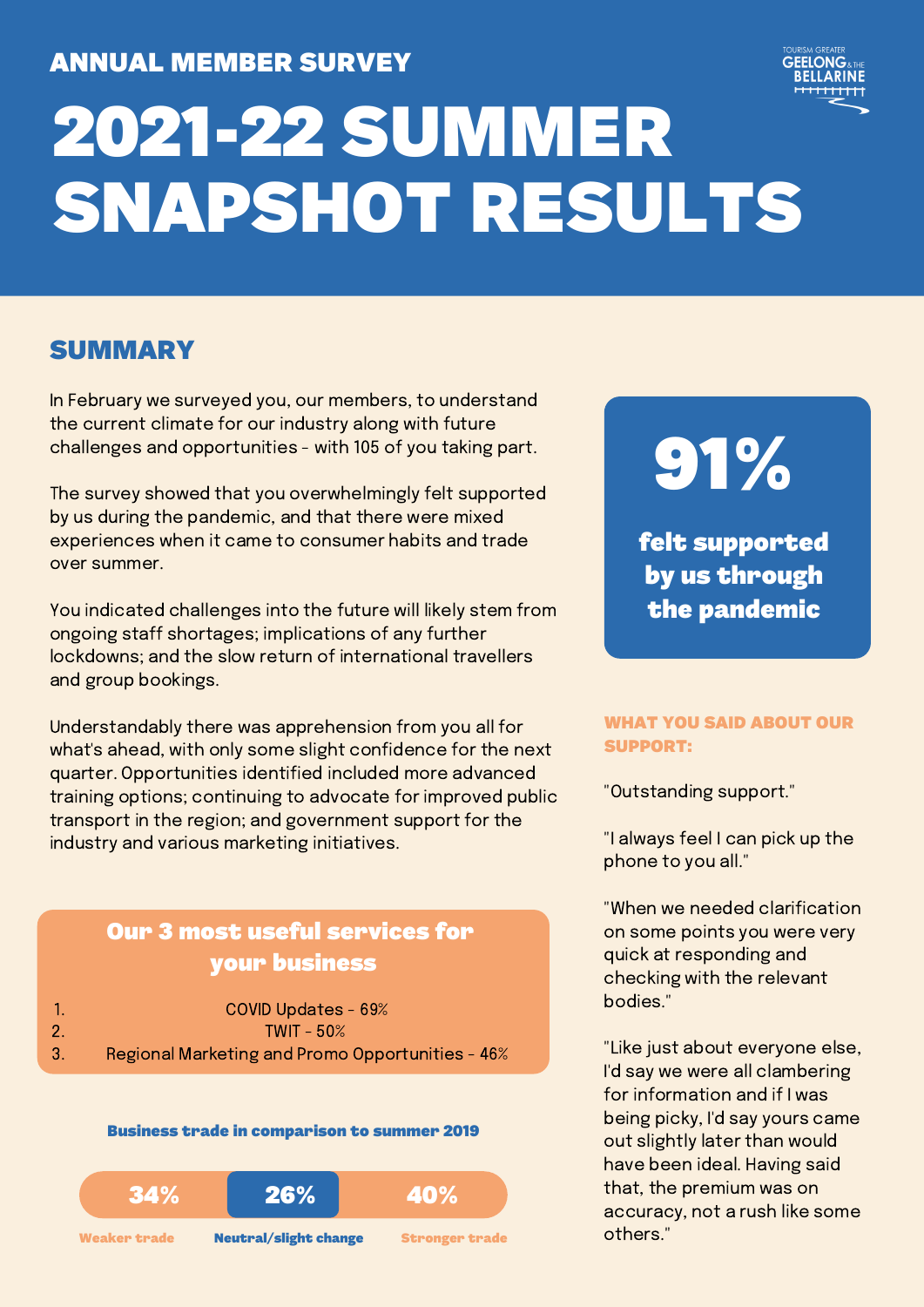ANNUAL MEMBER SURVEY

# 2021-22 SUMMER SNAPSHOT RESULTS

TOURISM GREATER GEELONG & THE BELLARINE

## SUMMARY

In February we surveyed you, our members, to understand the current climate for our industry along with future challenges and opportunities - with 105 of you taking part.

The survey showed that you overwhelmingly felt supported by us during the pandemic, and that there were mixed experiences when it came to consumer habits and trade over summer.

You indicated challenges into the future will likely stem from ongoing staff shortages; implications of any further lockdowns; and the slow return of international travellers and group bookings.

Understandably there was apprehension from you all for what's ahead, with only some slight confidence for the next quarter. Opportunities identified included more advanced training options; continuing to advocate for improved public transport in the region; and government support for the industry and various marketing initiatives.

### Our 3 most useful services for your business

1. COVID Updates - 69%
2. TWIT - 50%
3. Regional Marketing and Promo Opportunities - 46%

### Business trade in comparison to summer 2019

| Weaker trade | Neutral/slight change | Stronger trade |
|---|---|---|
| 34% | 26% | 40% |

**91%**

**felt supported by us through the pandemic**

### WHAT YOU SAID ABOUT OUR SUPPORT:

"Outstanding support."

"I always feel I can pick up the phone to you all."

"When we needed clarification on some points you were very quick at responding and checking with the relevant bodies."

"Like just about everyone else, I'd say we were all clambering for information and if I was being picky, I'd say yours came out slightly later than would have been ideal. Having said that, the premium was on accuracy, not a rush like some others."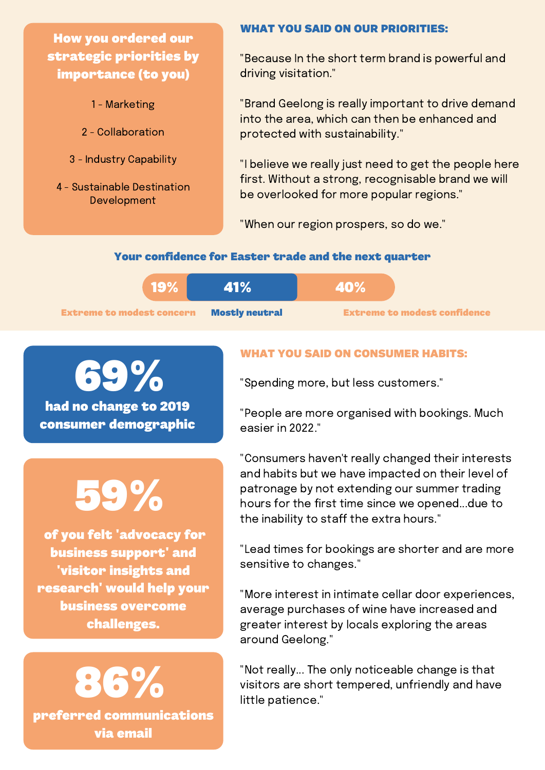## How you ordered our strategic priorities by importance (to you)

1 - Marketing

2 - Collaboration

3 - Industry Capability

4 - Sustainable Destination Development

## WHAT YOU SAID ON OUR PRIORITIES:

"Because In the short term brand is powerful and driving visitation."

"Brand Geelong is really important to drive demand into the area, which can then be enhanced and protected with sustainability."

"I believe we really just need to get the people here first. Without a strong, recognisable brand we will be overlooked for more popular regions."

"When our region prospers, so do we."

## Your confidence for Easter trade and the next quarter

| 19% | 41% | 40% |
|---|---|---|
| Extreme to modest concern | Mostly neutral | Extreme to modest confidence |

**69%** had no change to 2019 consumer demographic

**59%** of you felt 'advocacy for business support' and 'visitor insights and research' would help your business overcome challenges.

**86%** preferred communications via email

## WHAT YOU SAID ON CONSUMER HABITS:

"Spending more, but less customers."

"People are more organised with bookings. Much easier in 2022."

"Consumers haven't really changed their interests and habits but we have impacted on their level of patronage by not extending our summer trading hours for the first time since we opened...due to the inability to staff the extra hours."

"Lead times for bookings are shorter and are more sensitive to changes."

"More interest in intimate cellar door experiences, average purchases of wine have increased and greater interest by locals exploring the areas around Geelong."

"Not really... The only noticeable change is that visitors are short tempered, unfriendly and have little patience."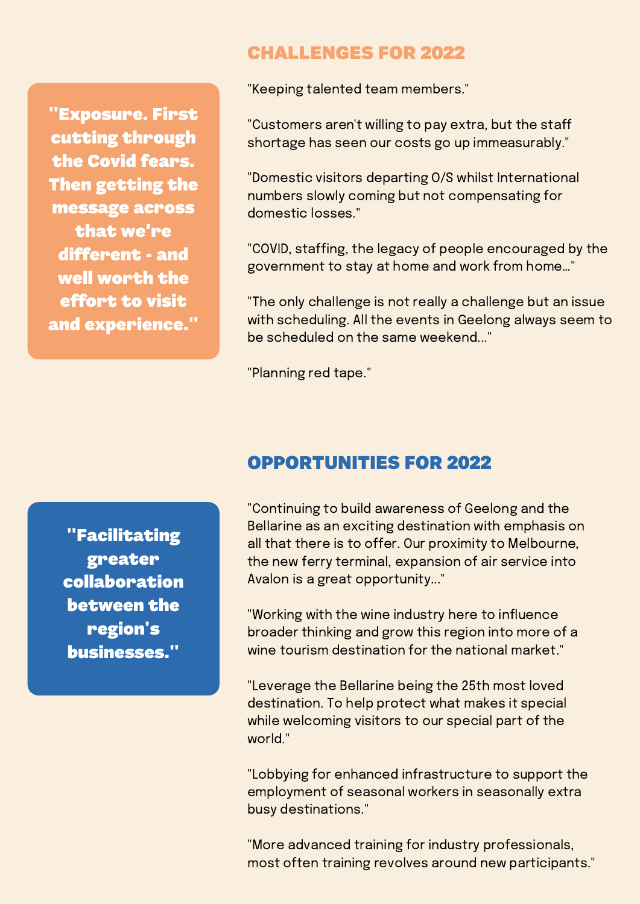## CHALLENGES FOR 2022

**"Exposure. First cutting through the Covid fears. Then getting the message across that we're different - and well worth the effort to visit and experience."**

"Keeping talented team members."

"Customers aren't willing to pay extra, but the staff shortage has seen our costs go up immeasurably."

"Domestic visitors departing O/S whilst International numbers slowly coming but not compensating for domestic losses."

"COVID, staffing, the legacy of people encouraged by the government to stay at home and work from home..."

"The only challenge is not really a challenge but an issue with scheduling. All the events in Geelong always seem to be scheduled on the same weekend..."

"Planning red tape."

## OPPORTUNITIES FOR 2022

**"Facilitating greater collaboration between the region's businesses."**

"Continuing to build awareness of Geelong and the Bellarine as an exciting destination with emphasis on all that there is to offer. Our proximity to Melbourne, the new ferry terminal, expansion of air service into Avalon is a great opportunity..."

"Working with the wine industry here to influence broader thinking and grow this region into more of a wine tourism destination for the national market."

"Leverage the Bellarine being the 25th most loved destination. To help protect what makes it special while welcoming visitors to our special part of the world."

"Lobbying for enhanced infrastructure to support the employment of seasonal workers in seasonally extra busy destinations."

"More advanced training for industry professionals, most often training revolves around new participants."